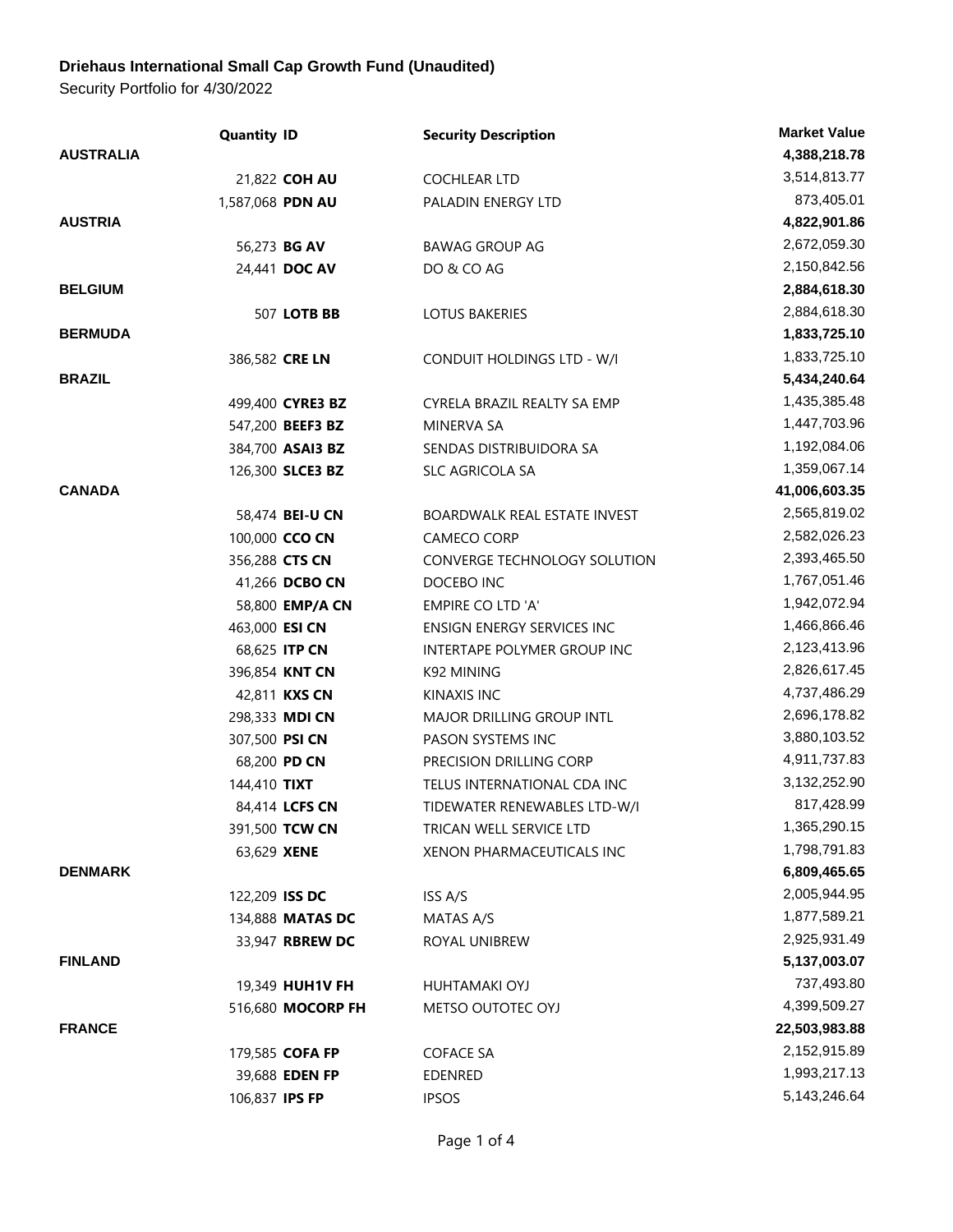**Driehaus International Small Cap Growth Fund (Unaudited)**

Security Portfolio for 4/30/2022

| | Quantity | ID | Security Description | Market Value |
|---|---|---|---|---|
| **AUSTRALIA** | | | | **4,388,218.78** |
| | 21,822 | **COH AU** | COCHLEAR LTD | 3,514,813.77 |
| | 1,587,068 | **PDN AU** | PALADIN ENERGY LTD | 873,405.01 |
| **AUSTRIA** | | | | **4,822,901.86** |
| | 56,273 | **BG AV** | BAWAG GROUP AG | 2,672,059.30 |
| | 24,441 | **DOC AV** | DO & CO AG | 2,150,842.56 |
| **BELGIUM** | | | | **2,884,618.30** |
| | 507 | **LOTB BB** | LOTUS BAKERIES | 2,884,618.30 |
| **BERMUDA** | | | | **1,833,725.10** |
| | 386,582 | **CRE LN** | CONDUIT HOLDINGS LTD - W/I | 1,833,725.10 |
| **BRAZIL** | | | | **5,434,240.64** |
| | 499,400 | **CYRE3 BZ** | CYRELA BRAZIL REALTY SA EMP | 1,435,385.48 |
| | 547,200 | **BEEF3 BZ** | MINERVA SA | 1,447,703.96 |
| | 384,700 | **ASAI3 BZ** | SENDAS DISTRIBUIDORA SA | 1,192,084.06 |
| | 126,300 | **SLCE3 BZ** | SLC AGRICOLA SA | 1,359,067.14 |
| **CANADA** | | | | **41,006,603.35** |
| | 58,474 | **BEI-U CN** | BOARDWALK REAL ESTATE INVEST | 2,565,819.02 |
| | 100,000 | **CCO CN** | CAMECO CORP | 2,582,026.23 |
| | 356,288 | **CTS CN** | CONVERGE TECHNOLOGY SOLUTION | 2,393,465.50 |
| | 41,266 | **DCBO CN** | DOCEBO INC | 1,767,051.46 |
| | 58,800 | **EMP/A CN** | EMPIRE CO LTD 'A' | 1,942,072.94 |
| | 463,000 | **ESI CN** | ENSIGN ENERGY SERVICES INC | 1,466,866.46 |
| | 68,625 | **ITP CN** | INTERTAPE POLYMER GROUP INC | 2,123,413.96 |
| | 396,854 | **KNT CN** | K92 MINING | 2,826,617.45 |
| | 42,811 | **KXS CN** | KINAXIS INC | 4,737,486.29 |
| | 298,333 | **MDI CN** | MAJOR DRILLING GROUP INTL | 2,696,178.82 |
| | 307,500 | **PSI CN** | PASON SYSTEMS INC | 3,880,103.52 |
| | 68,200 | **PD CN** | PRECISION DRILLING CORP | 4,911,737.83 |
| | 144,410 | **TIXT** | TELUS INTERNATIONAL CDA INC | 3,132,252.90 |
| | 84,414 | **LCFS CN** | TIDEWATER RENEWABLES LTD-W/I | 817,428.99 |
| | 391,500 | **TCW CN** | TRICAN WELL SERVICE LTD | 1,365,290.15 |
| | 63,629 | **XENE** | XENON PHARMACEUTICALS INC | 1,798,791.83 |
| **DENMARK** | | | | **6,809,465.65** |
| | 122,209 | **ISS DC** | ISS A/S | 2,005,944.95 |
| | 134,888 | **MATAS DC** | MATAS A/S | 1,877,589.21 |
| | 33,947 | **RBREW DC** | ROYAL UNIBREW | 2,925,931.49 |
| **FINLAND** | | | | **5,137,003.07** |
| | 19,349 | **HUH1V FH** | HUHTAMAKI OYJ | 737,493.80 |
| | 516,680 | **MOCORP FH** | METSO OUTOTEC OYJ | 4,399,509.27 |
| **FRANCE** | | | | **22,503,983.88** |
| | 179,585 | **COFA FP** | COFACE SA | 2,152,915.89 |
| | 39,688 | **EDEN FP** | EDENRED | 1,993,217.13 |
| | 106,837 | **IPS FP** | IPSOS | 5,143,246.64 |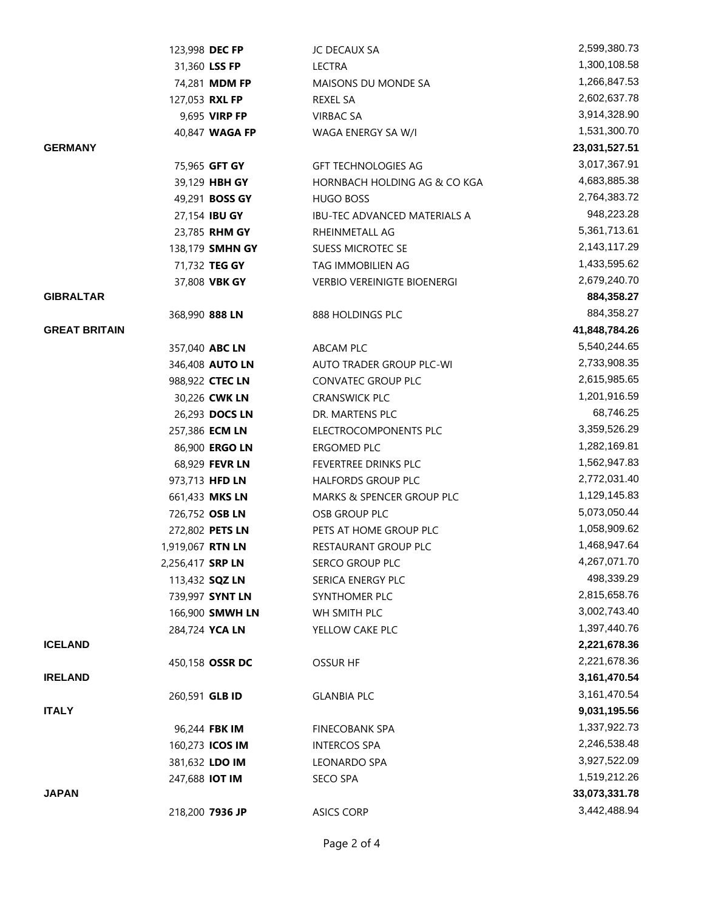| Country | Shares | Ticker | Security | Value |
|---|---|---|---|---|
| | 123,998 | **DEC FP** | JC DECAUX SA | 2,599,380.73 |
| | 31,360 | **LSS FP** | LECTRA | 1,300,108.58 |
| | 74,281 | **MDM FP** | MAISONS DU MONDE SA | 1,266,847.53 |
| | 127,053 | **RXL FP** | REXEL SA | 2,602,637.78 |
| | 9,695 | **VIRP FP** | VIRBAC SA | 3,914,328.90 |
| | 40,847 | **WAGA FP** | WAGA ENERGY SA W/I | 1,531,300.70 |
| **GERMANY** | | | | **23,031,527.51** |
| | 75,965 | **GFT GY** | GFT TECHNOLOGIES AG | 3,017,367.91 |
| | 39,129 | **HBH GY** | HORNBACH HOLDING AG & CO KGA | 4,683,885.38 |
| | 49,291 | **BOSS GY** | HUGO BOSS | 2,764,383.72 |
| | 27,154 | **IBU GY** | IBU-TEC ADVANCED MATERIALS A | 948,223.28 |
| | 23,785 | **RHM GY** | RHEINMETALL AG | 5,361,713.61 |
| | 138,179 | **SMHN GY** | SUESS MICROTEC SE | 2,143,117.29 |
| | 71,732 | **TEG GY** | TAG IMMOBILIEN AG | 1,433,595.62 |
| | 37,808 | **VBK GY** | VERBIO VEREINIGTE BIOENERGI | 2,679,240.70 |
| **GIBRALTAR** | | | | **884,358.27** |
| | 368,990 | **888 LN** | 888 HOLDINGS PLC | 884,358.27 |
| **GREAT BRITAIN** | | | | **41,848,784.26** |
| | 357,040 | **ABC LN** | ABCAM PLC | 5,540,244.65 |
| | 346,408 | **AUTO LN** | AUTO TRADER GROUP PLC-WI | 2,733,908.35 |
| | 988,922 | **CTEC LN** | CONVATEC GROUP PLC | 2,615,985.65 |
| | 30,226 | **CWK LN** | CRANSWICK PLC | 1,201,916.59 |
| | 26,293 | **DOCS LN** | DR. MARTENS PLC | 68,746.25 |
| | 257,386 | **ECM LN** | ELECTROCOMPONENTS PLC | 3,359,526.29 |
| | 86,900 | **ERGO LN** | ERGOMED PLC | 1,282,169.81 |
| | 68,929 | **FEVR LN** | FEVERTREE DRINKS PLC | 1,562,947.83 |
| | 973,713 | **HFD LN** | HALFORDS GROUP PLC | 2,772,031.40 |
| | 661,433 | **MKS LN** | MARKS & SPENCER GROUP PLC | 1,129,145.83 |
| | 726,752 | **OSB LN** | OSB GROUP PLC | 5,073,050.44 |
| | 272,802 | **PETS LN** | PETS AT HOME GROUP PLC | 1,058,909.62 |
| | 1,919,067 | **RTN LN** | RESTAURANT GROUP PLC | 1,468,947.64 |
| | 2,256,417 | **SRP LN** | SERCO GROUP PLC | 4,267,071.70 |
| | 113,432 | **SQZ LN** | SERICA ENERGY PLC | 498,339.29 |
| | 739,997 | **SYNT LN** | SYNTHOMER PLC | 2,815,658.76 |
| | 166,900 | **SMWH LN** | WH SMITH PLC | 3,002,743.40 |
| | 284,724 | **YCA LN** | YELLOW CAKE PLC | 1,397,440.76 |
| **ICELAND** | | | | **2,221,678.36** |
| | 450,158 | **OSSR DC** | OSSUR HF | 2,221,678.36 |
| **IRELAND** | | | | **3,161,470.54** |
| | 260,591 | **GLB ID** | GLANBIA PLC | 3,161,470.54 |
| **ITALY** | | | | **9,031,195.56** |
| | 96,244 | **FBK IM** | FINECOBANK SPA | 1,337,922.73 |
| | 160,273 | **ICOS IM** | INTERCOS SPA | 2,246,538.48 |
| | 381,632 | **LDO IM** | LEONARDO SPA | 3,927,522.09 |
| | 247,688 | **IOT IM** | SECO SPA | 1,519,212.26 |
| **JAPAN** | | | | **33,073,331.78** |
| | 218,200 | **7936 JP** | ASICS CORP | 3,442,488.94 |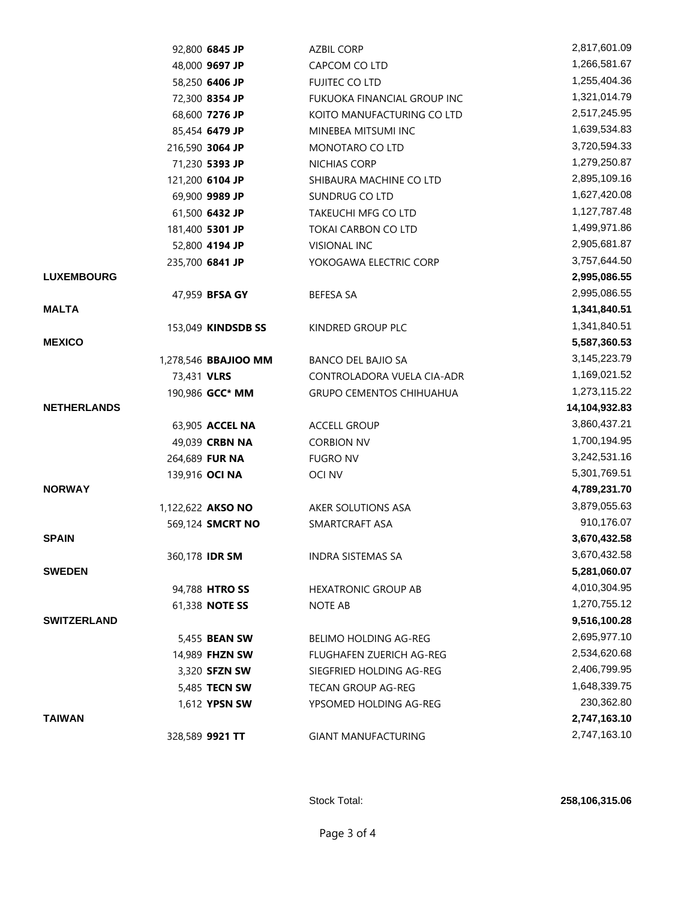| Country | Shares | Ticker | Security | Market Value |
|---|---|---|---|---|
| | 92,800 | **6845 JP** | AZBIL CORP | 2,817,601.09 |
| | 48,000 | **9697 JP** | CAPCOM CO LTD | 1,266,581.67 |
| | 58,250 | **6406 JP** | FUJITEC CO LTD | 1,255,404.36 |
| | 72,300 | **8354 JP** | FUKUOKA FINANCIAL GROUP INC | 1,321,014.79 |
| | 68,600 | **7276 JP** | KOITO MANUFACTURING CO LTD | 2,517,245.95 |
| | 85,454 | **6479 JP** | MINEBEA MITSUMI INC | 1,639,534.83 |
| | 216,590 | **3064 JP** | MONOTARO CO LTD | 3,720,594.33 |
| | 71,230 | **5393 JP** | NICHIAS CORP | 1,279,250.87 |
| | 121,200 | **6104 JP** | SHIBAURA MACHINE CO LTD | 2,895,109.16 |
| | 69,900 | **9989 JP** | SUNDRUG CO LTD | 1,627,420.08 |
| | 61,500 | **6432 JP** | TAKEUCHI MFG CO LTD | 1,127,787.48 |
| | 181,400 | **5301 JP** | TOKAI CARBON CO LTD | 1,499,971.86 |
| | 52,800 | **4194 JP** | VISIONAL INC | 2,905,681.87 |
| | 235,700 | **6841 JP** | YOKOGAWA ELECTRIC CORP | 3,757,644.50 |
| **LUXEMBOURG** | | | | **2,995,086.55** |
| | 47,959 | **BFSA GY** | BEFESA SA | 2,995,086.55 |
| **MALTA** | | | | **1,341,840.51** |
| | 153,049 | **KINDSDB SS** | KINDRED GROUP PLC | 1,341,840.51 |
| **MEXICO** | | | | **5,587,360.53** |
| | 1,278,546 | **BBAJIOO MM** | BANCO DEL BAJIO SA | 3,145,223.79 |
| | 73,431 | **VLRS** | CONTROLADORA VUELA CIA-ADR | 1,169,021.52 |
| | 190,986 | **GCC* MM** | GRUPO CEMENTOS CHIHUAHUA | 1,273,115.22 |
| **NETHERLANDS** | | | | **14,104,932.83** |
| | 63,905 | **ACCEL NA** | ACCELL GROUP | 3,860,437.21 |
| | 49,039 | **CRBN NA** | CORBION NV | 1,700,194.95 |
| | 264,689 | **FUR NA** | FUGRO NV | 3,242,531.16 |
| | 139,916 | **OCI NA** | OCI NV | 5,301,769.51 |
| **NORWAY** | | | | **4,789,231.70** |
| | 1,122,622 | **AKSO NO** | AKER SOLUTIONS ASA | 3,879,055.63 |
| | 569,124 | **SMCRT NO** | SMARTCRAFT ASA | 910,176.07 |
| **SPAIN** | | | | **3,670,432.58** |
| | 360,178 | **IDR SM** | INDRA SISTEMAS SA | 3,670,432.58 |
| **SWEDEN** | | | | **5,281,060.07** |
| | 94,788 | **HTRO SS** | HEXATRONIC GROUP AB | 4,010,304.95 |
| | 61,338 | **NOTE SS** | NOTE AB | 1,270,755.12 |
| **SWITZERLAND** | | | | **9,516,100.28** |
| | 5,455 | **BEAN SW** | BELIMO HOLDING AG-REG | 2,695,977.10 |
| | 14,989 | **FHZN SW** | FLUGHAFEN ZUERICH AG-REG | 2,534,620.68 |
| | 3,320 | **SFZN SW** | SIEGFRIED HOLDING AG-REG | 2,406,799.95 |
| | 5,485 | **TECN SW** | TECAN GROUP AG-REG | 1,648,339.75 |
| | 1,612 | **YPSN SW** | YPSOMED HOLDING AG-REG | 230,362.80 |
| **TAIWAN** | | | | **2,747,163.10** |
| | 328,589 | **9921 TT** | GIANT MANUFACTURING | 2,747,163.10 |

Stock Total: **258,106,315.06**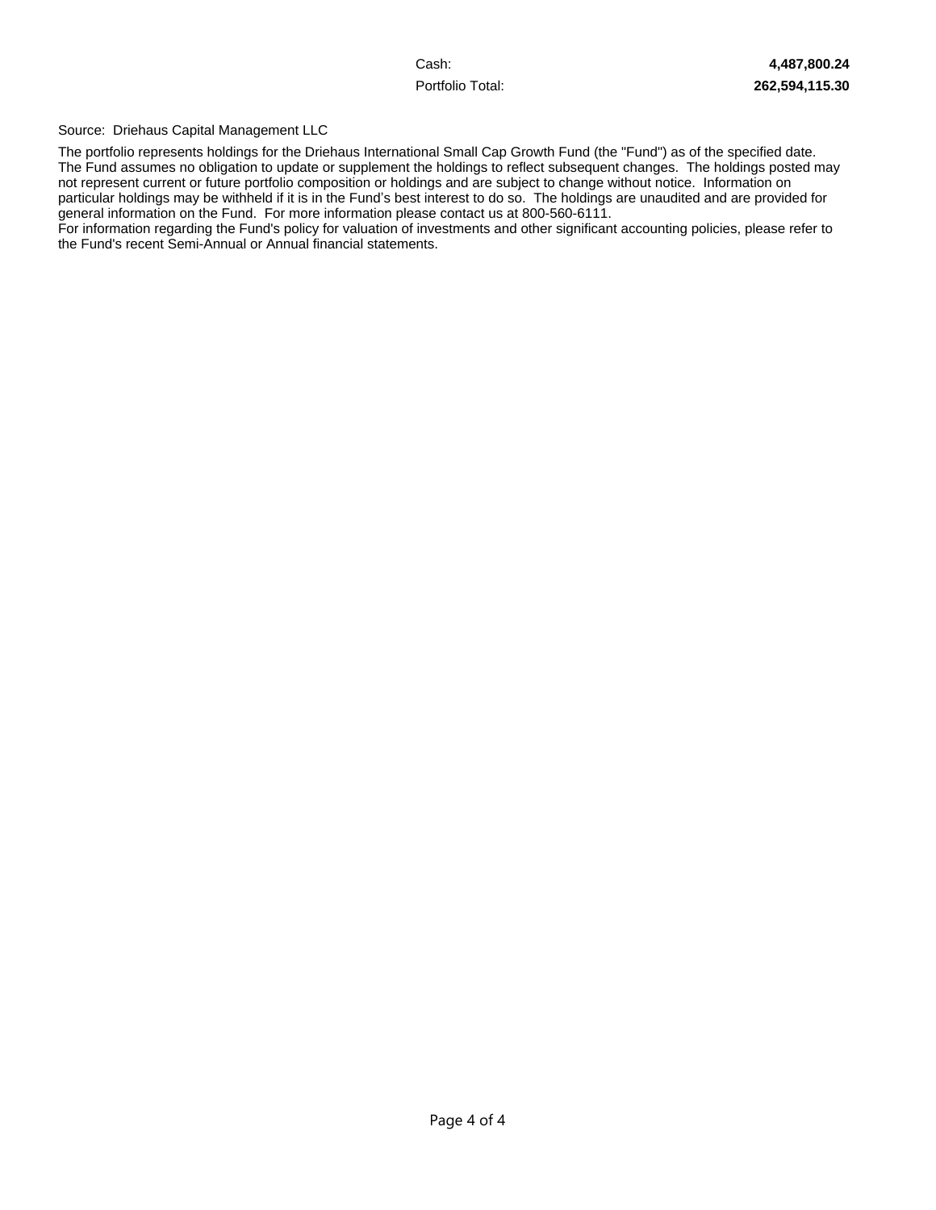| | |
|---|---|
| Cash: | **4,487,800.24** |
| Portfolio Total: | **262,594,115.30** |

Source: Driehaus Capital Management LLC

The portfolio represents holdings for the Driehaus International Small Cap Growth Fund (the "Fund") as of the specified date. The Fund assumes no obligation to update or supplement the holdings to reflect subsequent changes. The holdings posted may not represent current or future portfolio composition or holdings and are subject to change without notice. Information on particular holdings may be withheld if it is in the Fund's best interest to do so. The holdings are unaudited and are provided for general information on the Fund. For more information please contact us at 800-560-6111.
For information regarding the Fund's policy for valuation of investments and other significant accounting policies, please refer to the Fund's recent Semi-Annual or Annual financial statements.